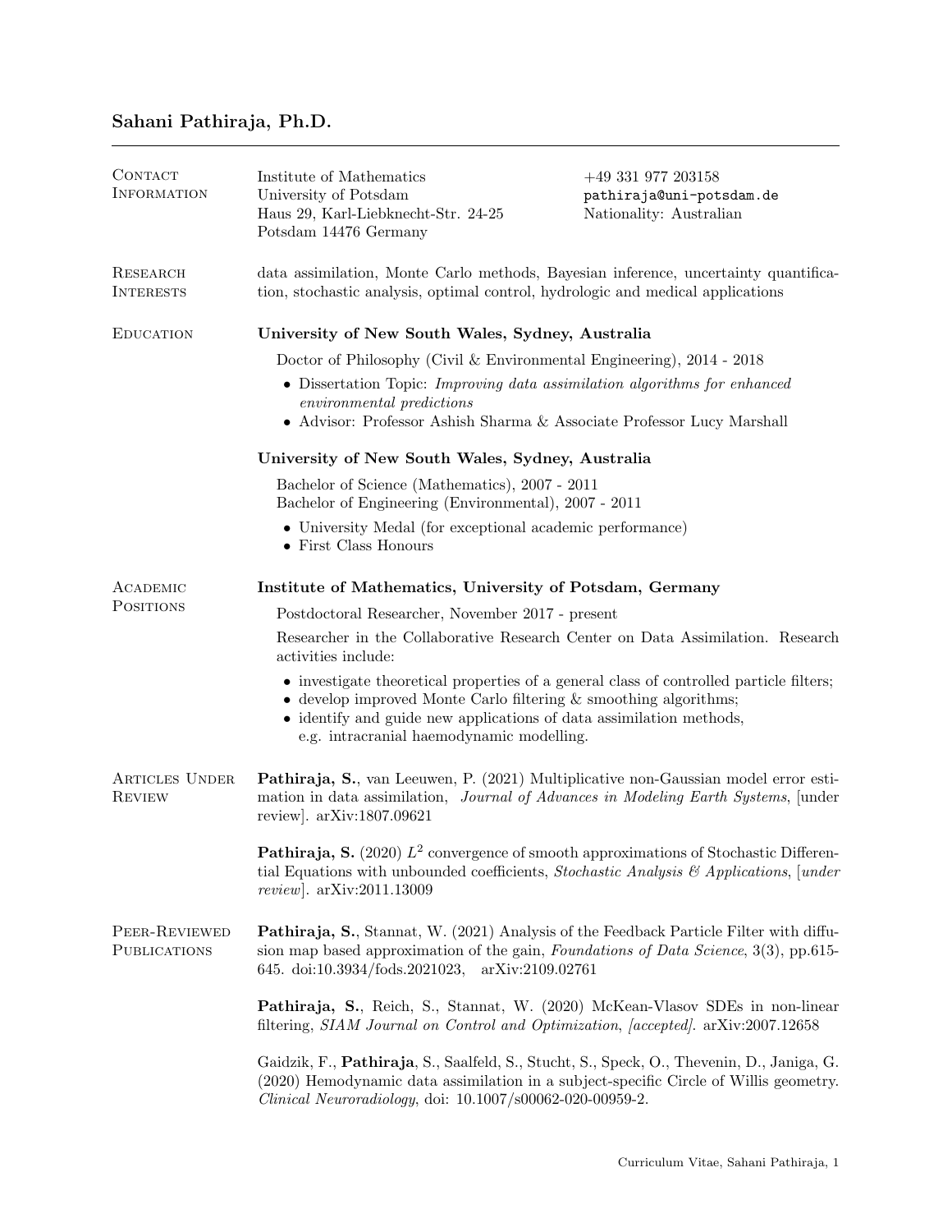# Sahani Pathiraja, Ph.D.

## Contact Information

Institute of Mathematics
University of Potsdam
Haus 29, Karl-Liebknecht-Str. 24-25
Potsdam 14476 Germany

+49 331 977 203158
`pathiraja@uni-potsdam.de`
Nationality: Australian

## Research Interests

data assimilation, Monte Carlo methods, Bayesian inference, uncertainty quantification, stochastic analysis, optimal control, hydrologic and medical applications

## Education

**University of New South Wales, Sydney, Australia**

Doctor of Philosophy (Civil & Environmental Engineering), 2014 - 2018

- Dissertation Topic: *Improving data assimilation algorithms for enhanced environmental predictions*
- Advisor: Professor Ashish Sharma & Associate Professor Lucy Marshall

**University of New South Wales, Sydney, Australia**

Bachelor of Science (Mathematics), 2007 - 2011
Bachelor of Engineering (Environmental), 2007 - 2011

- University Medal (for exceptional academic performance)
- First Class Honours

## Academic Positions

**Institute of Mathematics, University of Potsdam, Germany**

Postdoctoral Researcher, November 2017 - present

Researcher in the Collaborative Research Center on Data Assimilation. Research activities include:

- investigate theoretical properties of a general class of controlled particle filters;
- develop improved Monte Carlo filtering & smoothing algorithms;
- identify and guide new applications of data assimilation methods, e.g. intracranial haemodynamic modelling.

## Articles Under Review

**Pathiraja, S.**, van Leeuwen, P. (2021) Multiplicative non-Gaussian model error estimation in data assimilation, *Journal of Advances in Modeling Earth Systems*, [under review]. arXiv:1807.09621

**Pathiraja, S.** (2020) $L^2$ convergence of smooth approximations of Stochastic Differential Equations with unbounded coefficients, *Stochastic Analysis & Applications*, [*under review*]. arXiv:2011.13009

## Peer-Reviewed Publications

**Pathiraja, S.**, Stannat, W. (2021) Analysis of the Feedback Particle Filter with diffusion map based approximation of the gain, *Foundations of Data Science*, 3(3), pp.615-645. doi:10.3934/fods.2021023, arXiv:2109.02761

**Pathiraja, S.**, Reich, S., Stannat, W. (2020) McKean-Vlasov SDEs in non-linear filtering, *SIAM Journal on Control and Optimization*, *[accepted]*. arXiv:2007.12658

Gaidzik, F., **Pathiraja**, S., Saalfeld, S., Stucht, S., Speck, O., Thevenin, D., Janiga, G. (2020) Hemodynamic data assimilation in a subject-specific Circle of Willis geometry. *Clinical Neuroradiology*, doi: 10.1007/s00062-020-00959-2.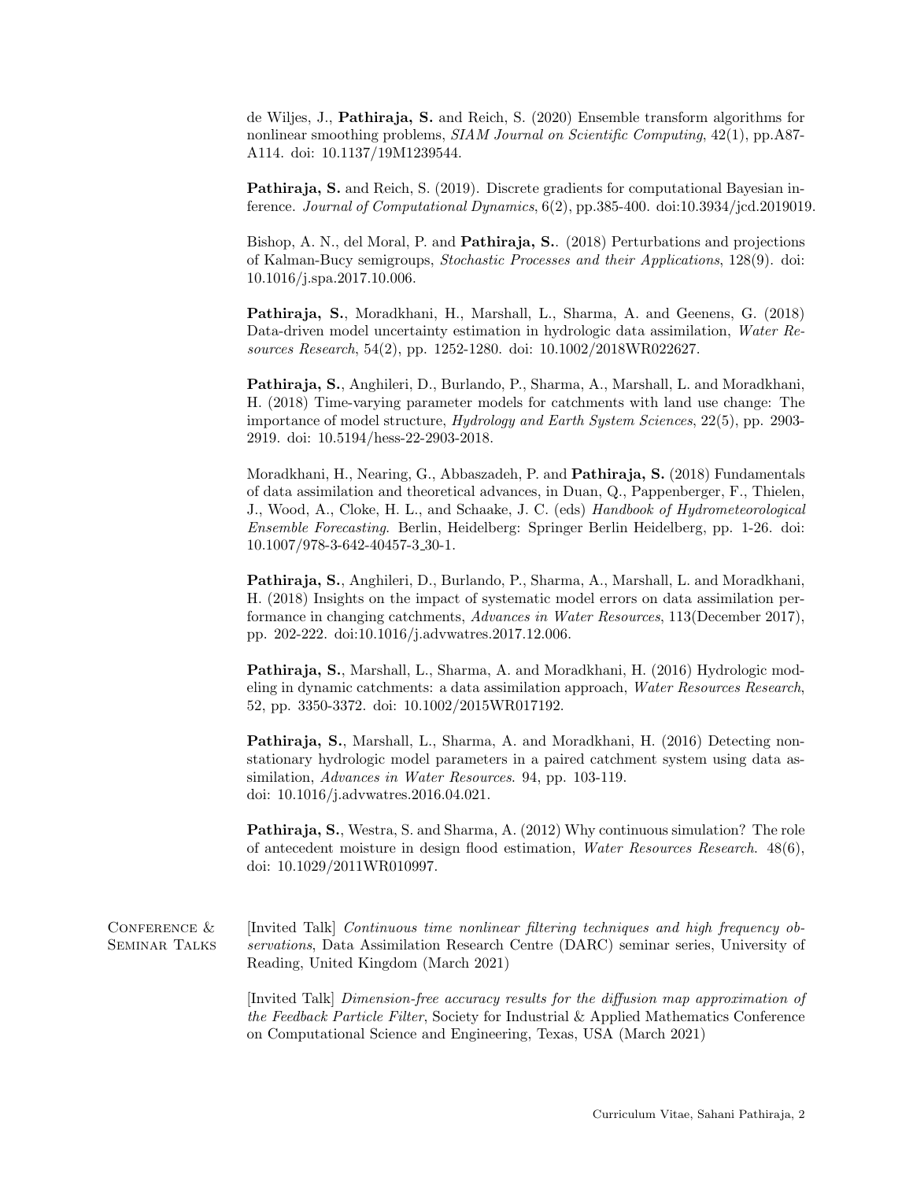de Wiljes, J., **Pathiraja, S.** and Reich, S. (2020) Ensemble transform algorithms for nonlinear smoothing problems, *SIAM Journal on Scientific Computing*, 42(1), pp.A87-A114. doi: 10.1137/19M1239544.

**Pathiraja, S.** and Reich, S. (2019). Discrete gradients for computational Bayesian inference. *Journal of Computational Dynamics*, 6(2), pp.385-400. doi:10.3934/jcd.2019019.

Bishop, A. N., del Moral, P. and **Pathiraja, S.**. (2018) Perturbations and projections of Kalman-Bucy semigroups, *Stochastic Processes and their Applications*, 128(9). doi: 10.1016/j.spa.2017.10.006.

**Pathiraja, S.**, Moradkhani, H., Marshall, L., Sharma, A. and Geenens, G. (2018) Data-driven model uncertainty estimation in hydrologic data assimilation, *Water Resources Research*, 54(2), pp. 1252-1280. doi: 10.1002/2018WR022627.

**Pathiraja, S.**, Anghileri, D., Burlando, P., Sharma, A., Marshall, L. and Moradkhani, H. (2018) Time-varying parameter models for catchments with land use change: The importance of model structure, *Hydrology and Earth System Sciences*, 22(5), pp. 2903-2919. doi: 10.5194/hess-22-2903-2018.

Moradkhani, H., Nearing, G., Abbaszadeh, P. and **Pathiraja, S.** (2018) Fundamentals of data assimilation and theoretical advances, in Duan, Q., Pappenberger, F., Thielen, J., Wood, A., Cloke, H. L., and Schaake, J. C. (eds) *Handbook of Hydrometeorological Ensemble Forecasting*. Berlin, Heidelberg: Springer Berlin Heidelberg, pp. 1-26. doi: 10.1007/978-3-642-40457-3_30-1.

**Pathiraja, S.**, Anghileri, D., Burlando, P., Sharma, A., Marshall, L. and Moradkhani, H. (2018) Insights on the impact of systematic model errors on data assimilation performance in changing catchments, *Advances in Water Resources*, 113(December 2017), pp. 202-222. doi:10.1016/j.advwatres.2017.12.006.

**Pathiraja, S.**, Marshall, L., Sharma, A. and Moradkhani, H. (2016) Hydrologic modeling in dynamic catchments: a data assimilation approach, *Water Resources Research*, 52, pp. 3350-3372. doi: 10.1002/2015WR017192.

**Pathiraja, S.**, Marshall, L., Sharma, A. and Moradkhani, H. (2016) Detecting non-stationary hydrologic model parameters in a paired catchment system using data assimilation, *Advances in Water Resources*. 94, pp. 103-119. doi: 10.1016/j.advwatres.2016.04.021.

**Pathiraja, S.**, Westra, S. and Sharma, A. (2012) Why continuous simulation? The role of antecedent moisture in design flood estimation, *Water Resources Research*. 48(6), doi: 10.1029/2011WR010997.

## Conference & Seminar Talks

[Invited Talk] *Continuous time nonlinear filtering techniques and high frequency observations*, Data Assimilation Research Centre (DARC) seminar series, University of Reading, United Kingdom (March 2021)

[Invited Talk] *Dimension-free accuracy results for the diffusion map approximation of the Feedback Particle Filter*, Society for Industrial & Applied Mathematics Conference on Computational Science and Engineering, Texas, USA (March 2021)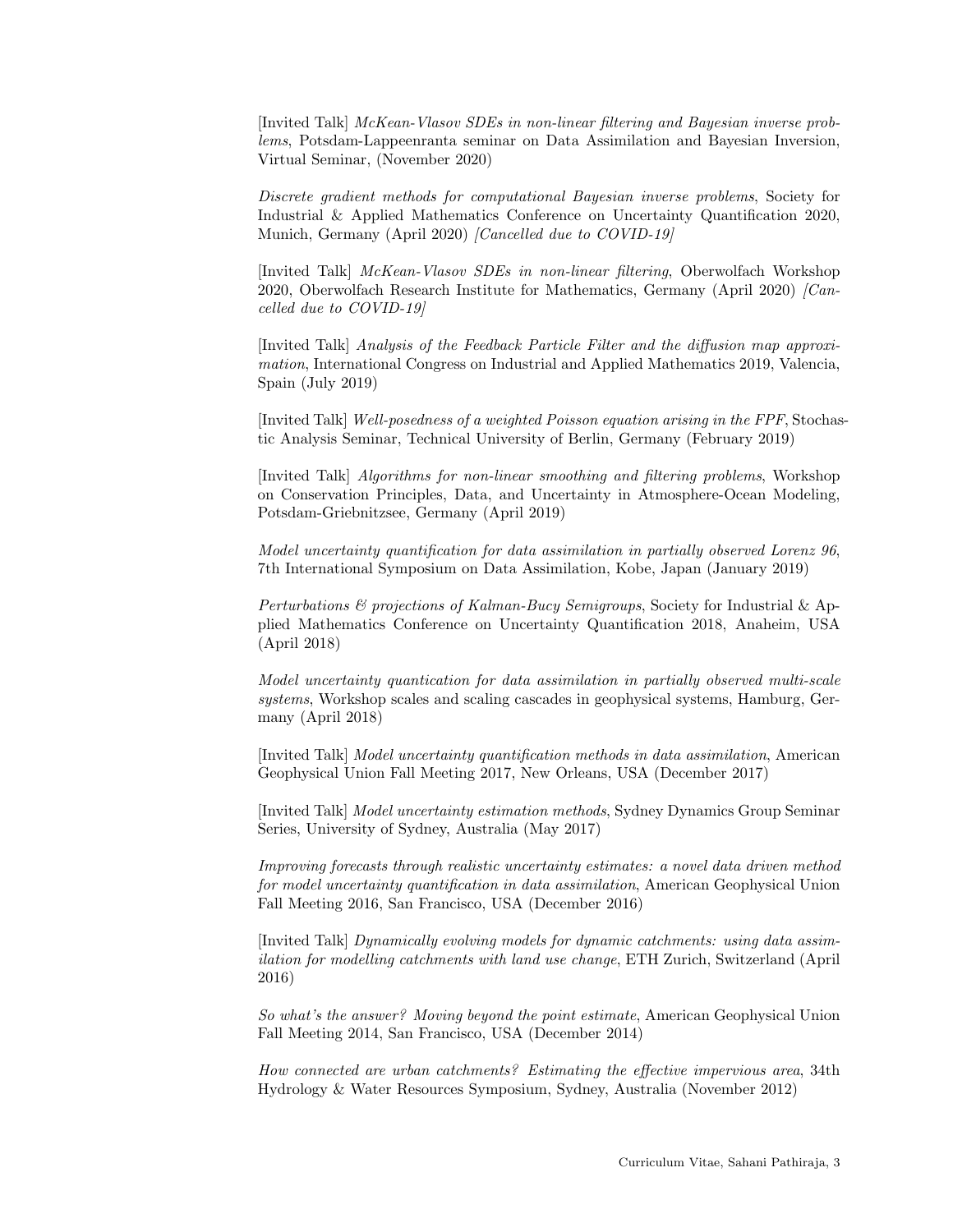[Invited Talk] *McKean-Vlasov SDEs in non-linear filtering and Bayesian inverse problems*, Potsdam-Lappeenranta seminar on Data Assimilation and Bayesian Inversion, Virtual Seminar, (November 2020)

*Discrete gradient methods for computational Bayesian inverse problems*, Society for Industrial & Applied Mathematics Conference on Uncertainty Quantification 2020, Munich, Germany (April 2020) *[Cancelled due to COVID-19]*

[Invited Talk] *McKean-Vlasov SDEs in non-linear filtering*, Oberwolfach Workshop 2020, Oberwolfach Research Institute for Mathematics, Germany (April 2020) *[Cancelled due to COVID-19]*

[Invited Talk] *Analysis of the Feedback Particle Filter and the diffusion map approximation*, International Congress on Industrial and Applied Mathematics 2019, Valencia, Spain (July 2019)

[Invited Talk] *Well-posedness of a weighted Poisson equation arising in the FPF*, Stochastic Analysis Seminar, Technical University of Berlin, Germany (February 2019)

[Invited Talk] *Algorithms for non-linear smoothing and filtering problems*, Workshop on Conservation Principles, Data, and Uncertainty in Atmosphere-Ocean Modeling, Potsdam-Griebnitzsee, Germany (April 2019)

*Model uncertainty quantification for data assimilation in partially observed Lorenz 96*, 7th International Symposium on Data Assimilation, Kobe, Japan (January 2019)

*Perturbations & projections of Kalman-Bucy Semigroups*, Society for Industrial & Applied Mathematics Conference on Uncertainty Quantification 2018, Anaheim, USA (April 2018)

*Model uncertainty quantication for data assimilation in partially observed multi-scale systems*, Workshop scales and scaling cascades in geophysical systems, Hamburg, Germany (April 2018)

[Invited Talk] *Model uncertainty quantification methods in data assimilation*, American Geophysical Union Fall Meeting 2017, New Orleans, USA (December 2017)

[Invited Talk] *Model uncertainty estimation methods*, Sydney Dynamics Group Seminar Series, University of Sydney, Australia (May 2017)

*Improving forecasts through realistic uncertainty estimates: a novel data driven method for model uncertainty quantification in data assimilation*, American Geophysical Union Fall Meeting 2016, San Francisco, USA (December 2016)

[Invited Talk] *Dynamically evolving models for dynamic catchments: using data assimilation for modelling catchments with land use change*, ETH Zurich, Switzerland (April 2016)

*So what's the answer? Moving beyond the point estimate*, American Geophysical Union Fall Meeting 2014, San Francisco, USA (December 2014)

*How connected are urban catchments? Estimating the effective impervious area*, 34th Hydrology & Water Resources Symposium, Sydney, Australia (November 2012)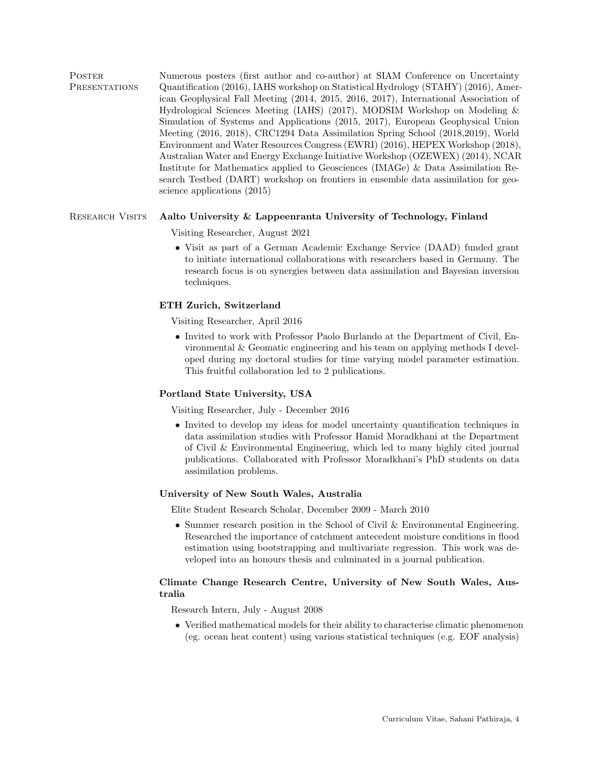## Poster Presentations

Numerous posters (first author and co-author) at SIAM Conference on Uncertainty Quantification (2016), IAHS workshop on Statistical Hydrology (STAHY) (2016), American Geophysical Fall Meeting (2014, 2015, 2016, 2017), International Association of Hydrological Sciences Meeting (IAHS) (2017), MODSIM Workshop on Modeling & Simulation of Systems and Applications (2015, 2017), European Geophysical Union Meeting (2016, 2018), CRC1294 Data Assimilation Spring School (2018,2019), World Environment and Water Resources Congress (EWRI) (2016), HEPEX Workshop (2018), Australian Water and Energy Exchange Initiative Workshop (OZEWEX) (2014), NCAR Institute for Mathematics applied to Geosciences (IMAGe) & Data Assimilation Research Testbed (DART) workshop on frontiers in ensemble data assimilation for geoscience applications (2015)

## Research Visits

**Aalto University & Lappeenranta University of Technology, Finland**

Visiting Researcher, August 2021

- Visit as part of a German Academic Exchange Service (DAAD) funded grant to initiate international collaborations with researchers based in Germany. The research focus is on synergies between data assimilation and Bayesian inversion techniques.

**ETH Zurich, Switzerland**

Visiting Researcher, April 2016

- Invited to work with Professor Paolo Burlando at the Department of Civil, Environmental & Geomatic engineering and his team on applying methods I developed during my doctoral studies for time varying model parameter estimation. This fruitful collaboration led to 2 publications.

**Portland State University, USA**

Visiting Researcher, July - December 2016

- Invited to develop my ideas for model uncertainty quantification techniques in data assimilation studies with Professor Hamid Moradkhani at the Department of Civil & Environmental Engineering, which led to many highly cited journal publications. Collaborated with Professor Moradkhani's PhD students on data assimilation problems.

**University of New South Wales, Australia**

Elite Student Research Scholar, December 2009 - March 2010

- Summer research position in the School of Civil & Environmental Engineering. Researched the importance of catchment antecedent moisture conditions in flood estimation using bootstrapping and multivariate regression. This work was developed into an honours thesis and culminated in a journal publication.

**Climate Change Research Centre, University of New South Wales, Australia**

Research Intern, July - August 2008

- Verified mathematical models for their ability to characterise climatic phenomenon (eg. ocean heat content) using various statistical techniques (e.g. EOF analysis)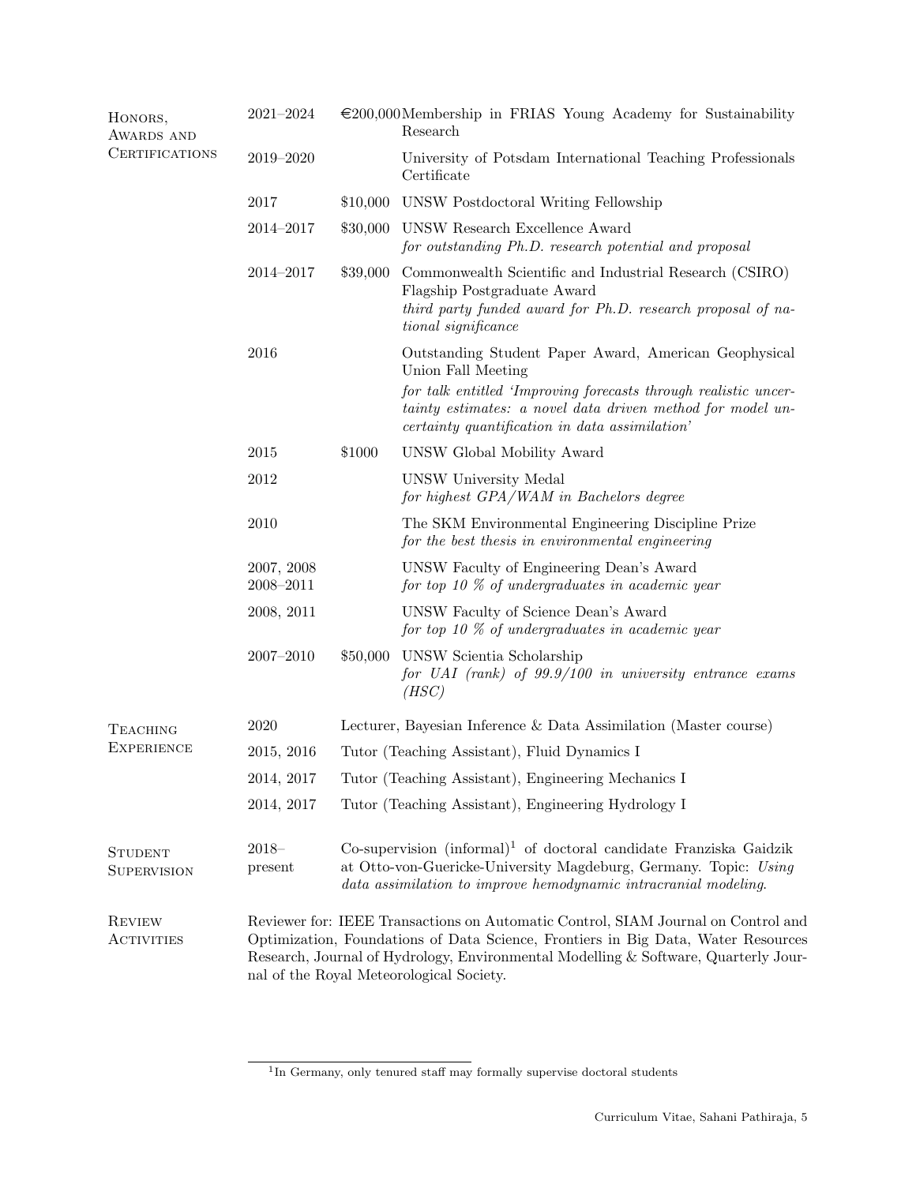## Honors, Awards and Certifications

| | | |
|---|---|---|
| 2021–2024 | €200,000 | Membership in FRIAS Young Academy for Sustainability Research |
| 2019–2020 | | University of Potsdam International Teaching Professionals Certificate |
| 2017 | \$10,000 | UNSW Postdoctoral Writing Fellowship |
| 2014–2017 | \$30,000 | UNSW Research Excellence Award<br>*for outstanding Ph.D. research potential and proposal* |
| 2014–2017 | \$39,000 | Commonwealth Scientific and Industrial Research (CSIRO) Flagship Postgraduate Award<br>*third party funded award for Ph.D. research proposal of national significance* |
| 2016 | | Outstanding Student Paper Award, American Geophysical Union Fall Meeting<br>*for talk entitled 'Improving forecasts through realistic uncertainty estimates: a novel data driven method for model uncertainty quantification in data assimilation'* |
| 2015 | \$1000 | UNSW Global Mobility Award |
| 2012 | | UNSW University Medal<br>*for highest GPA/WAM in Bachelors degree* |
| 2010 | | The SKM Environmental Engineering Discipline Prize<br>*for the best thesis in environmental engineering* |
| 2007, 2008<br>2008–2011 | | UNSW Faculty of Engineering Dean's Award<br>*for top 10 % of undergraduates in academic year* |
| 2008, 2011 | | UNSW Faculty of Science Dean's Award<br>*for top 10 % of undergraduates in academic year* |
| 2007–2010 | \$50,000 | UNSW Scientia Scholarship<br>*for UAI (rank) of 99.9/100 in university entrance exams (HSC)* |

## Teaching Experience

| | |
|---|---|
| 2020 | Lecturer, Bayesian Inference & Data Assimilation (Master course) |
| 2015, 2016 | Tutor (Teaching Assistant), Fluid Dynamics I |
| 2014, 2017 | Tutor (Teaching Assistant), Engineering Mechanics I |
| 2014, 2017 | Tutor (Teaching Assistant), Engineering Hydrology I |

## Student Supervision

2018–present: Co-supervision (informal)[1] of doctoral candidate Franziska Gaidzik at Otto-von-Guericke-University Magdeburg, Germany. Topic: *Using data assimilation to improve hemodynamic intracranial modeling.*

## Review Activities

Reviewer for: IEEE Transactions on Automatic Control, SIAM Journal on Control and Optimization, Foundations of Data Science, Frontiers in Big Data, Water Resources Research, Journal of Hydrology, Environmental Modelling & Software, Quarterly Journal of the Royal Meteorological Society.

---

[1] In Germany, only tenured staff may formally supervise doctoral students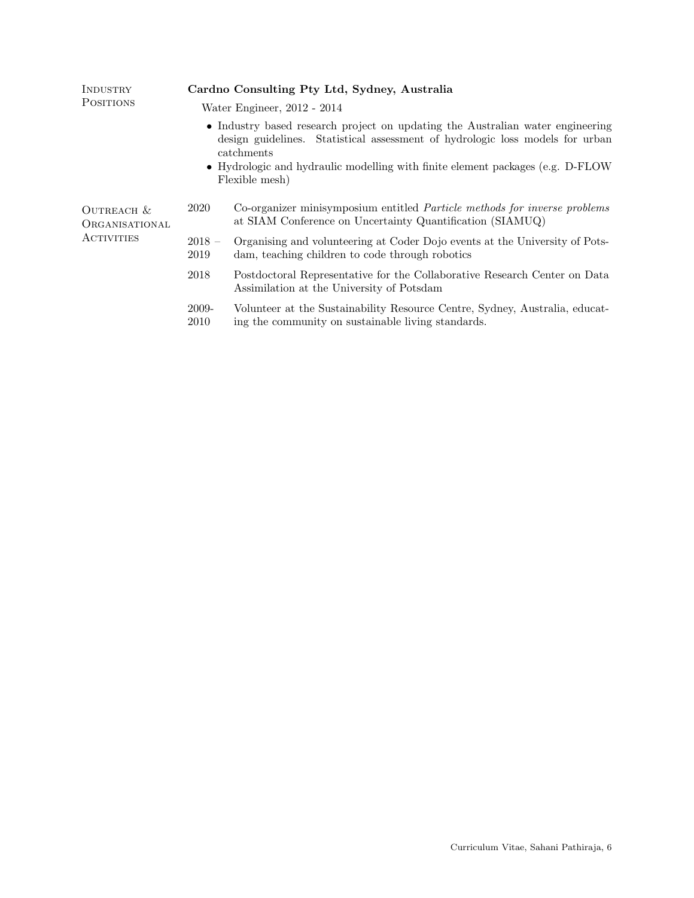## Industry Positions

**Cardno Consulting Pty Ltd, Sydney, Australia**

Water Engineer, 2012 - 2014

- Industry based research project on updating the Australian water engineering design guidelines. Statistical assessment of hydrologic loss models for urban catchments
- Hydrologic and hydraulic modelling with finite element packages (e.g. D-FLOW Flexible mesh)

## Outreach & Organisational Activities

- **2020** Co-organizer minisymposium entitled *Particle methods for inverse problems* at SIAM Conference on Uncertainty Quantification (SIAMUQ)
- **2018 – 2019** Organising and volunteering at Coder Dojo events at the University of Potsdam, teaching children to code through robotics
- **2018** Postdoctoral Representative for the Collaborative Research Center on Data Assimilation at the University of Potsdam
- **2009-2010** Volunteer at the Sustainability Resource Centre, Sydney, Australia, educating the community on sustainable living standards.